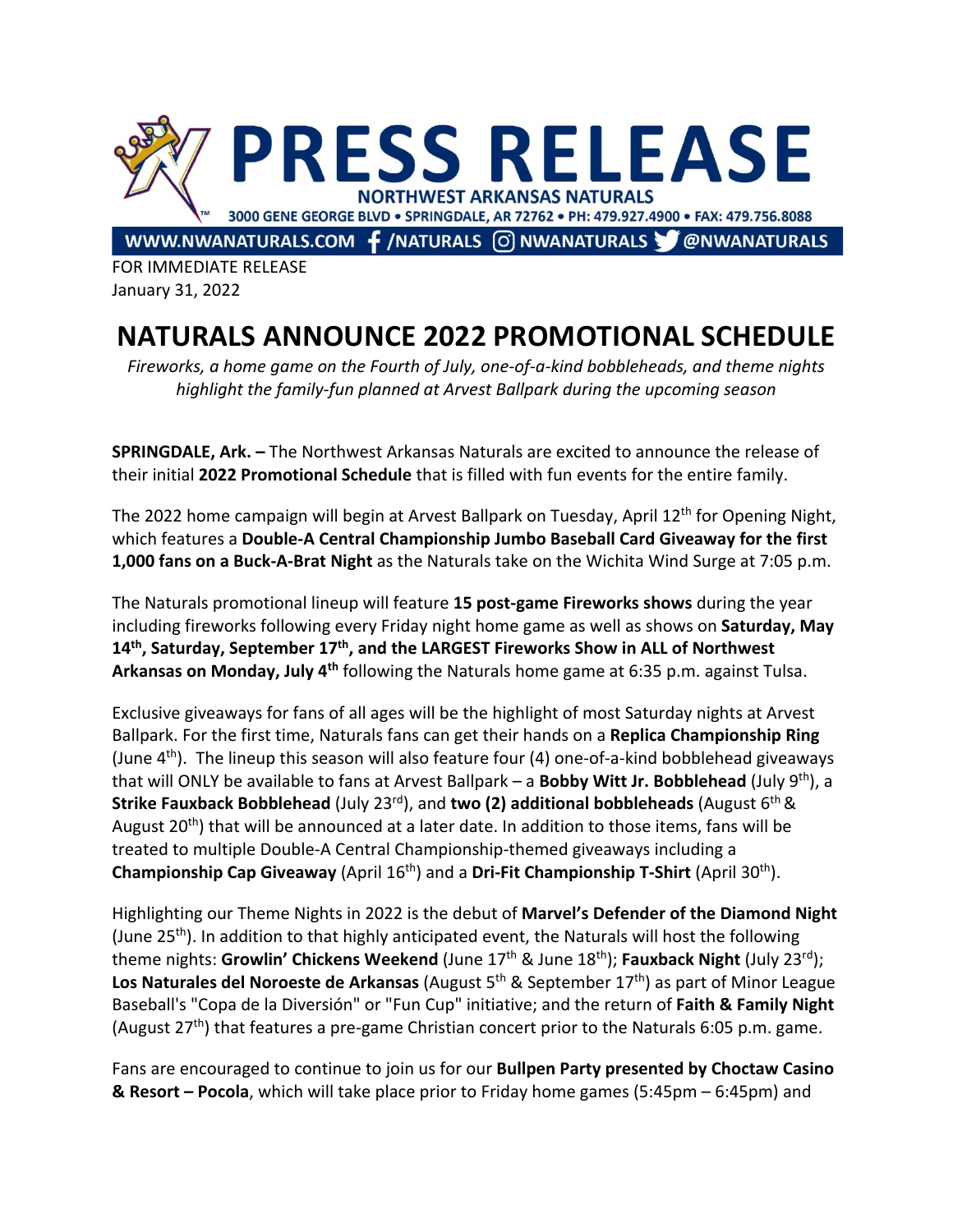# PRESS RELEASE

**NORTHWEST ARKANSAS NATURALS**

3000 GENE GEORGE BLVD • SPRINGDALE, AR 72762 • PH: 479.927.4900 • FAX: 479.756.8088

WWW.NWANATURALS.COM /NATURALS NWANATURALS @NWANATURALS

FOR IMMEDIATE RELEASE
January 31, 2022

# NATURALS ANNOUNCE 2022 PROMOTIONAL SCHEDULE

*Fireworks, a home game on the Fourth of July, one-of-a-kind bobbleheads, and theme nights highlight the family-fun planned at Arvest Ballpark during the upcoming season*

**SPRINGDALE, Ark. –** The Northwest Arkansas Naturals are excited to announce the release of their initial **2022 Promotional Schedule** that is filled with fun events for the entire family.

The 2022 home campaign will begin at Arvest Ballpark on Tuesday, April 12th for Opening Night, which features a **Double-A Central Championship Jumbo Baseball Card Giveaway for the first 1,000 fans on a Buck-A-Brat Night** as the Naturals take on the Wichita Wind Surge at 7:05 p.m.

The Naturals promotional lineup will feature **15 post-game Fireworks shows** during the year including fireworks following every Friday night home game as well as shows on **Saturday, May 14th, Saturday, September 17th, and the LARGEST Fireworks Show in ALL of Northwest Arkansas on Monday, July 4th** following the Naturals home game at 6:35 p.m. against Tulsa.

Exclusive giveaways for fans of all ages will be the highlight of most Saturday nights at Arvest Ballpark. For the first time, Naturals fans can get their hands on a **Replica Championship Ring** (June 4th). The lineup this season will also feature four (4) one-of-a-kind bobblehead giveaways that will ONLY be available to fans at Arvest Ballpark – a **Bobby Witt Jr. Bobblehead** (July 9th), a **Strike Fauxback Bobblehead** (July 23rd), and **two (2) additional bobbleheads** (August 6th & August 20th) that will be announced at a later date. In addition to those items, fans will be treated to multiple Double-A Central Championship-themed giveaways including a **Championship Cap Giveaway** (April 16th) and a **Dri-Fit Championship T-Shirt** (April 30th).

Highlighting our Theme Nights in 2022 is the debut of **Marvel's Defender of the Diamond Night** (June 25th). In addition to that highly anticipated event, the Naturals will host the following theme nights: **Growlin' Chickens Weekend** (June 17th & June 18th); **Fauxback Night** (July 23rd); **Los Naturales del Noroeste de Arkansas** (August 5th & September 17th) as part of Minor League Baseball's "Copa de la Diversión" or "Fun Cup" initiative; and the return of **Faith & Family Night** (August 27th) that features a pre-game Christian concert prior to the Naturals 6:05 p.m. game.

Fans are encouraged to continue to join us for our **Bullpen Party presented by Choctaw Casino & Resort – Pocola**, which will take place prior to Friday home games (5:45pm – 6:45pm) and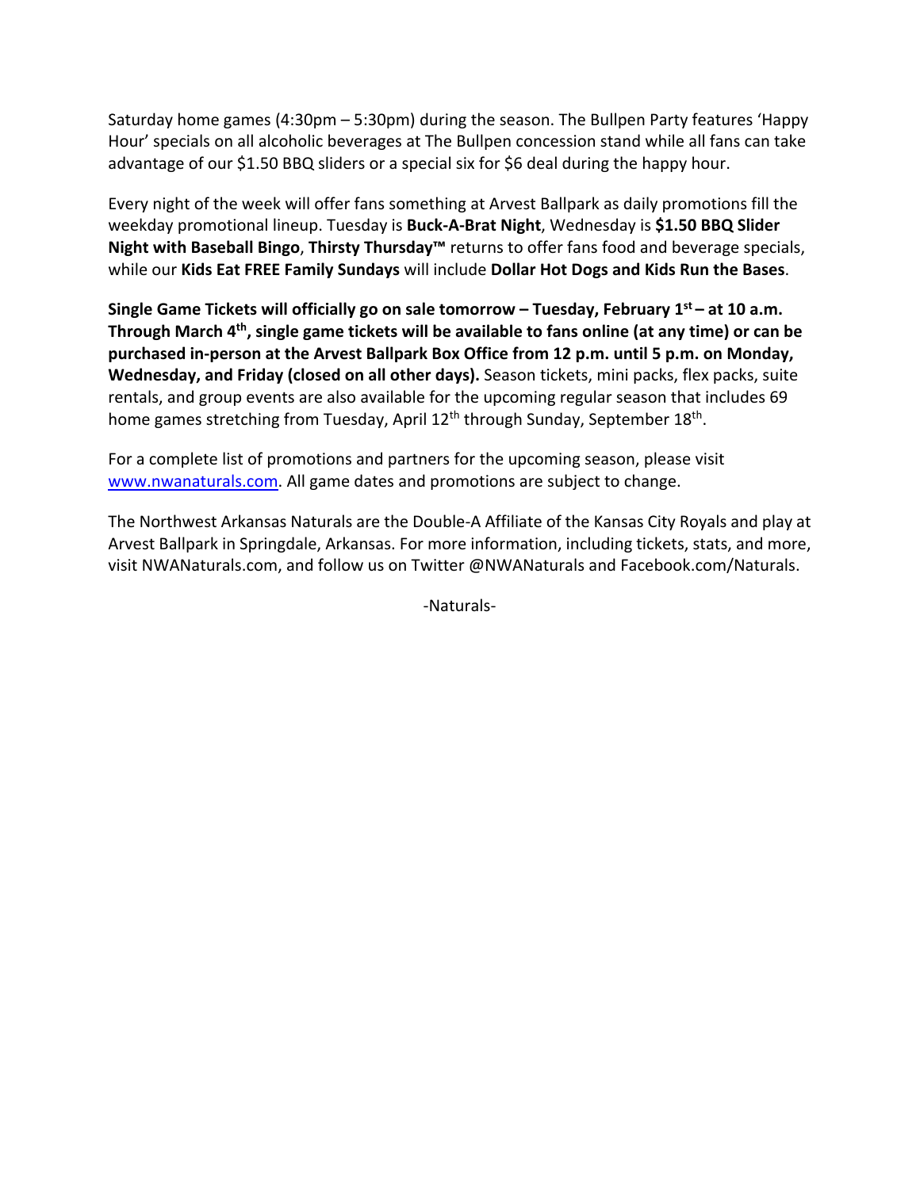Saturday home games (4:30pm – 5:30pm) during the season. The Bullpen Party features 'Happy Hour' specials on all alcoholic beverages at The Bullpen concession stand while all fans can take advantage of our $1.50 BBQ sliders or a special six for $6 deal during the happy hour.

Every night of the week will offer fans something at Arvest Ballpark as daily promotions fill the weekday promotional lineup. Tuesday is **Buck-A-Brat Night**, Wednesday is **$1.50 BBQ Slider Night with Baseball Bingo**, **Thirsty Thursday™** returns to offer fans food and beverage specials, while our **Kids Eat FREE Family Sundays** will include **Dollar Hot Dogs and Kids Run the Bases**.

**Single Game Tickets will officially go on sale tomorrow – Tuesday, February 1st – at 10 a.m. Through March 4th, single game tickets will be available to fans online (at any time) or can be purchased in-person at the Arvest Ballpark Box Office from 12 p.m. until 5 p.m. on Monday, Wednesday, and Friday (closed on all other days).** Season tickets, mini packs, flex packs, suite rentals, and group events are also available for the upcoming regular season that includes 69 home games stretching from Tuesday, April 12th through Sunday, September 18th.

For a complete list of promotions and partners for the upcoming season, please visit [www.nwanaturals.com](http://www.nwanaturals.com). All game dates and promotions are subject to change.

The Northwest Arkansas Naturals are the Double-A Affiliate of the Kansas City Royals and play at Arvest Ballpark in Springdale, Arkansas. For more information, including tickets, stats, and more, visit NWANaturals.com, and follow us on Twitter @NWANaturals and Facebook.com/Naturals.

-Naturals-